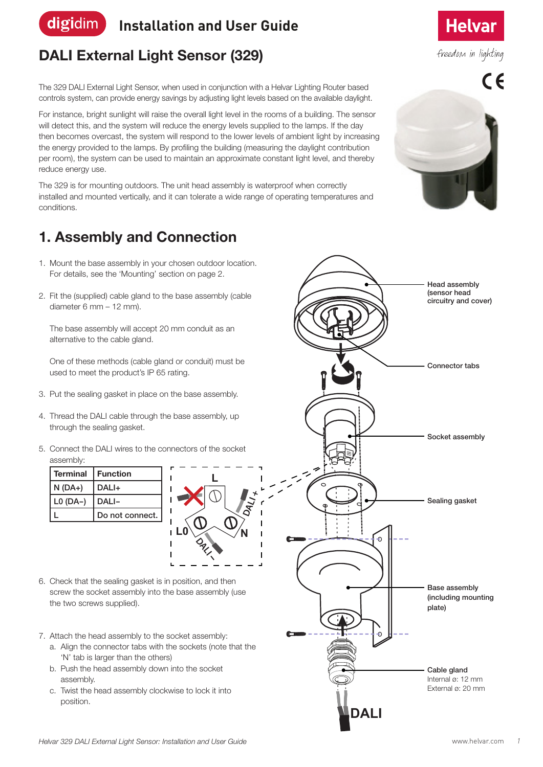# DALI External Light Sensor (329)

The 329 DALI External Light Sensor, when used in conjunction with a Helvar Lighting Router based controls system, can provide energy savings by adjusting light levels based on the available daylight.

For instance, bright sunlight will raise the overall light level in the rooms of a building. The sensor will detect this, and the system will reduce the energy levels supplied to the lamps. If the day then becomes overcast, the system will respond to the lower levels of ambient light by increasing the energy provided to the lamps. By profiling the building (measuring the daylight contribution per room), the system can be used to maintain an approximate constant light level, and thereby reduce energy use.

The 329 is for mounting outdoors. The unit head assembly is waterproof when correctly installed and mounted vertically, and it can tolerate a wide range of operating temperatures and conditions.

## 1. Assembly and Connection

1. Mount the base assembly in your chosen outdoor location. For details, see the 'Mounting' section on page 2.
2. Fit the (supplied) cable gland to the base assembly (cable diameter 6 mm – 12 mm).

   The base assembly will accept 20 mm conduit as an alternative to the cable gland.

   One of these methods (cable gland or conduit) must be used to meet the product's IP 65 rating.
3. Put the sealing gasket in place on the base assembly.
4. Thread the DALI cable through the base assembly, up through the sealing gasket.
5. Connect the DALI wires to the connectors of the socket assembly:

| Terminal | Function |
|---|---|
| N (DA+) | DALI+ |
| L0 (DA–) | DALI– |
| L | Do not connect. |

6. Check that the sealing gasket is in position, and then screw the socket assembly into the base assembly (use the two screws supplied).
7. Attach the head assembly to the socket assembly:
   a. Align the connector tabs with the sockets (note that the 'N' tab is larger than the others)
   b. Push the head assembly down into the socket assembly.
   c. Twist the head assembly clockwise to lock it into position.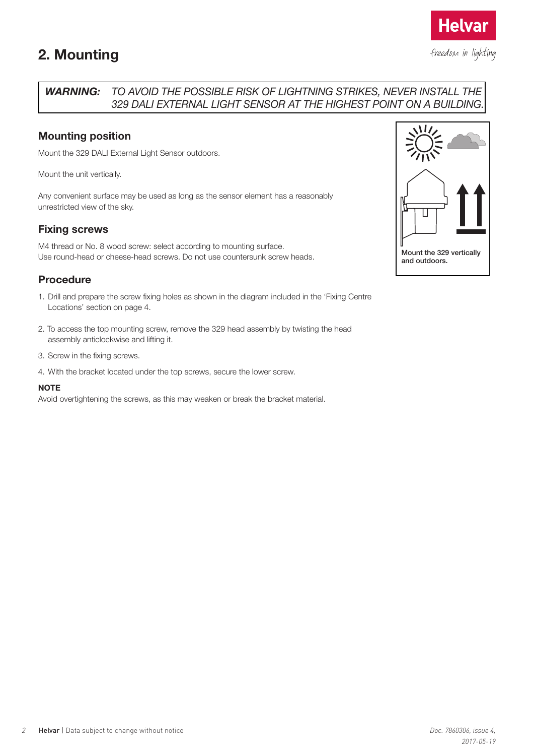## 2. Mounting

> ***WARNING:*** *TO AVOID THE POSSIBLE RISK OF LIGHTNING STRIKES, NEVER INSTALL THE 329 DALI EXTERNAL LIGHT SENSOR AT THE HIGHEST POINT ON A BUILDING.*

### Mounting position

Mount the 329 DALI External Light Sensor outdoors.

Mount the unit vertically.

Any convenient surface may be used as long as the sensor element has a reasonably unrestricted view of the sky.

**Mount the 329 vertically and outdoors.**

### Fixing screws

M4 thread or No. 8 wood screw: select according to mounting surface.
Use round-head or cheese-head screws. Do not use countersunk screw heads.

### Procedure

1. Drill and prepare the screw fixing holes as shown in the diagram included in the 'Fixing Centre Locations' section on page 4.
2. To access the top mounting screw, remove the 329 head assembly by twisting the head assembly anticlockwise and lifting it.
3. Screw in the fixing screws.
4. With the bracket located under the top screws, secure the lower screw.

**NOTE**

Avoid overtightening the screws, as this may weaken or break the bracket material.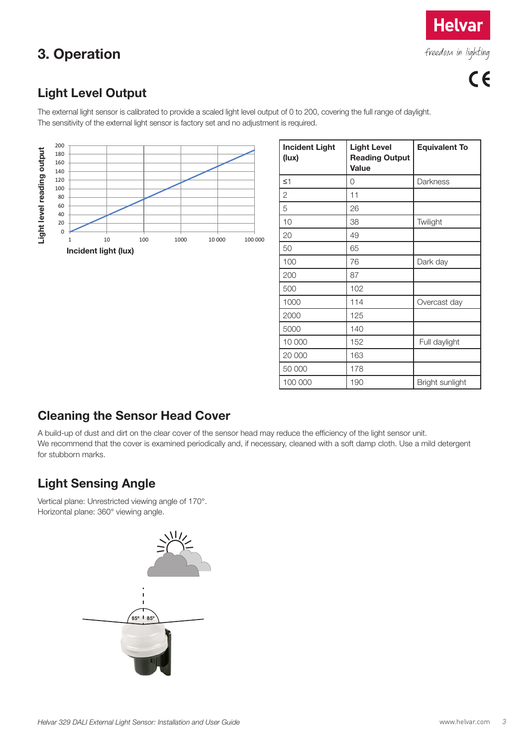# 3. Operation

## Light Level Output

The external light sensor is calibrated to provide a scaled light level output of 0 to 200, covering the full range of daylight.
The sensitivity of the external light sensor is factory set and no adjustment is required.

| Incident Light (lux) | Light Level Reading Output Value | Equivalent To |
|---|---|---|
| ≤1 | 0 | Darkness |
| 2 | 11 | |
| 5 | 26 | |
| 10 | 38 | Twilight |
| 20 | 49 | |
| 50 | 65 | |
| 100 | 76 | Dark day |
| 200 | 87 | |
| 500 | 102 | |
| 1000 | 114 | Overcast day |
| 2000 | 125 | |
| 5000 | 140 | |
| 10 000 | 152 | Full daylight |
| 20 000 | 163 | |
| 50 000 | 178 | |
| 100 000 | 190 | Bright sunlight |

## Cleaning the Sensor Head Cover

A build-up of dust and dirt on the clear cover of the sensor head may reduce the efficiency of the light sensor unit.
We recommend that the cover is examined periodically and, if necessary, cleaned with a soft damp cloth. Use a mild detergent for stubborn marks.

## Light Sensing Angle

Vertical plane: Unrestricted viewing angle of 170°.
Horizontal plane: 360° viewing angle.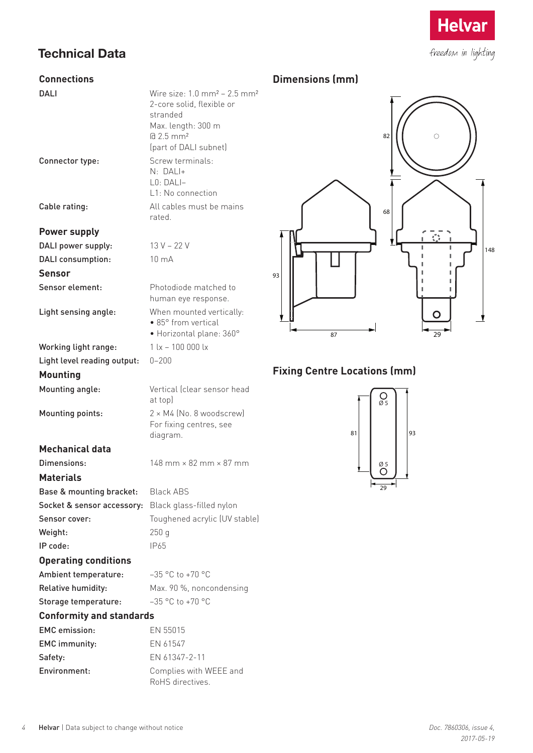# Technical Data

## Connections

| | |
|---|---|
| DALI | Wire size: 1.0 mm² – 2.5 mm² 2-core solid, flexible or stranded Max. length: 300 m @ 2.5 mm² (part of DALI subnet) |
| Connector type: | Screw terminals: N: DALI+ L0: DALI– L1: No connection |
| Cable rating: | All cables must be mains rated. |

## Power supply

| | |
|---|---|
| DALI power supply: | 13 V – 22 V |
| DALI consumption: | 10 mA |

## Sensor

| | |
|---|---|
| Sensor element: | Photodiode matched to human eye response. |
| Light sensing angle: | When mounted vertically: • 85° from vertical • Horizontal plane: 360° |
| Working light range: | 1 lx – 100 000 lx |
| Light level reading output: | 0–200 |

## Mounting

| | |
|---|---|
| Mounting angle: | Vertical (clear sensor head at top) |
| Mounting points: | 2 × M4 (No. 8 woodscrew) For fixing centres, see diagram. |

## Mechanical data

| | |
|---|---|
| Dimensions: | 148 mm × 82 mm × 87 mm |

## Materials

| | |
|---|---|
| Base & mounting bracket: | Black ABS |
| Socket & sensor accessory: | Black glass-filled nylon |
| Sensor cover: | Toughened acrylic (UV stable) |
| Weight: | 250 g |
| IP code: | IP65 |

## Operating conditions

| | |
|---|---|
| Ambient temperature: | –35 °C to +70 °C |
| Relative humidity: | Max. 90 %, noncondensing |
| Storage temperature: | –35 °C to +70 °C |

## Conformity and standards

| | |
|---|---|
| EMC emission: | EN 55015 |
| EMC immunity: | EN 61547 |
| Safety: | EN 61347-2-11 |
| Environment: | Complies with WEEE and RoHS directives. |

## Dimensions (mm)

82
68
93
148
87
29

## Fixing Centre Locations (mm)

Ø 5
Ø 5
81
93
29

Helvar | Data subject to change without notice

*Doc. 7860306, issue 4, 2017-05-19*